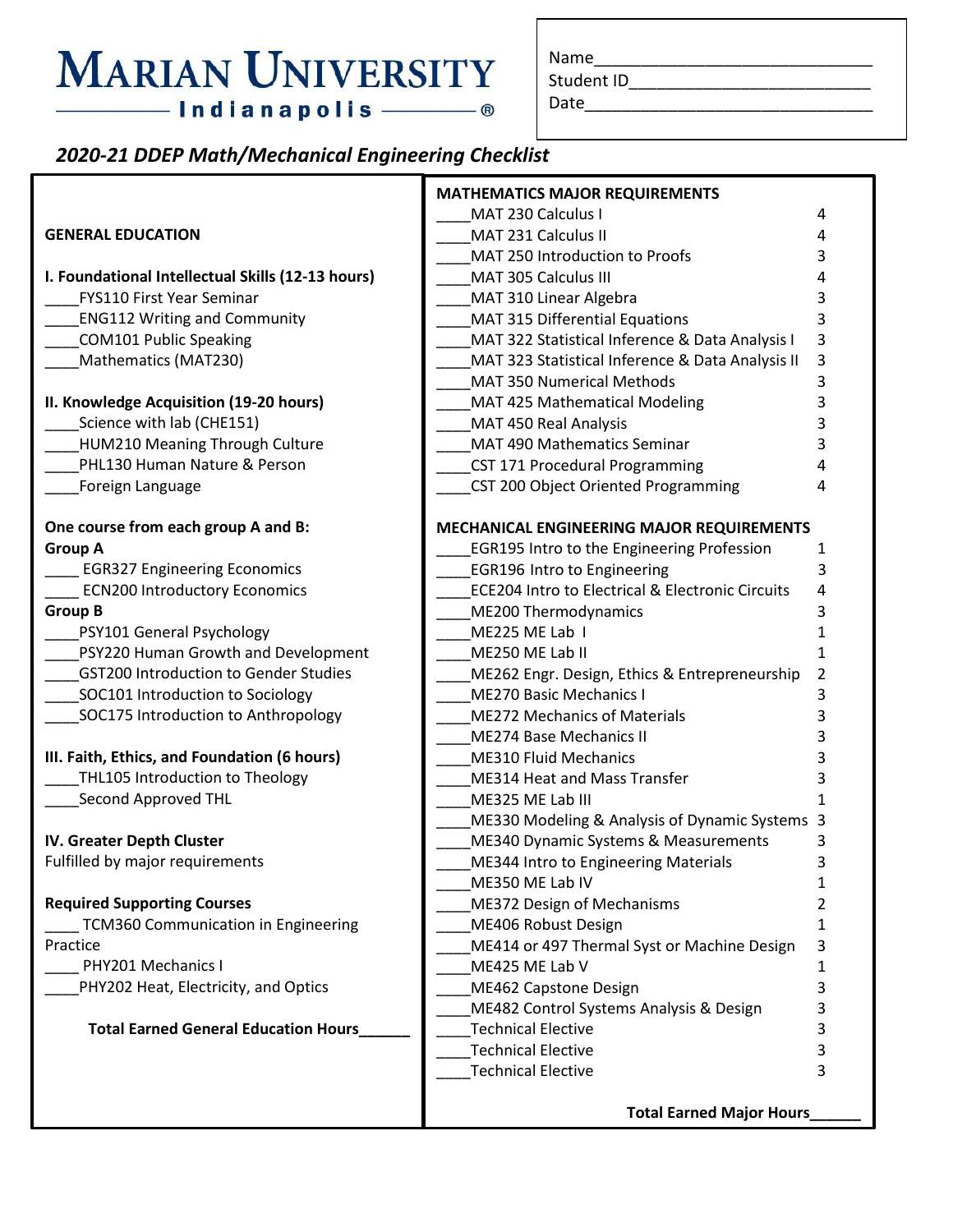# MARIAN UNIVERSITY
## Indianapolis

Name____________________________

Student ID_______________________

Date____________________________

### *2020-21 DDEP Math/Mechanical Engineering Checklist*

**GENERAL EDUCATION**

**I. Foundational Intellectual Skills (12-13 hours)**

____FYS110 First Year Seminar
____ENG112 Writing and Community
____COM101 Public Speaking
____Mathematics (MAT230)

**II. Knowledge Acquisition (19-20 hours)**

____Science with lab (CHE151)
____HUM210 Meaning Through Culture
____PHL130 Human Nature & Person
____Foreign Language

**One course from each group A and B:**

**Group A**

____ EGR327 Engineering Economics
____ ECN200 Introductory Economics

**Group B**

____PSY101 General Psychology
____PSY220 Human Growth and Development
____GST200 Introduction to Gender Studies
____SOC101 Introduction to Sociology
____SOC175 Introduction to Anthropology

**III. Faith, Ethics, and Foundation (6 hours)**

____THL105 Introduction to Theology
____Second Approved THL

**IV. Greater Depth Cluster**

Fulfilled by major requirements

**Required Supporting Courses**

____ TCM360 Communication in Engineering Practice
____ PHY201 Mechanics I
____PHY202 Heat, Electricity, and Optics

**Total Earned General Education Hours______**

**MATHEMATICS MAJOR REQUIREMENTS**

| Course | Hours |
|---|---|
| ____MAT 230 Calculus I | 4 |
| ____MAT 231 Calculus II | 4 |
| ____MAT 250 Introduction to Proofs | 3 |
| ____MAT 305 Calculus III | 4 |
| ____MAT 310 Linear Algebra | 3 |
| ____MAT 315 Differential Equations | 3 |
| ____MAT 322 Statistical Inference & Data Analysis I | 3 |
| ____MAT 323 Statistical Inference & Data Analysis II | 3 |
| ____MAT 350 Numerical Methods | 3 |
| ____MAT 425 Mathematical Modeling | 3 |
| ____MAT 450 Real Analysis | 3 |
| ____MAT 490 Mathematics Seminar | 3 |
| ____CST 171 Procedural Programming | 4 |
| ____CST 200 Object Oriented Programming | 4 |

**MECHANICAL ENGINEERING MAJOR REQUIREMENTS**

| Course | Hours |
|---|---|
| ____EGR195 Intro to the Engineering Profession | 1 |
| ____EGR196 Intro to Engineering | 3 |
| ____ECE204 Intro to Electrical & Electronic Circuits | 4 |
| ____ME200 Thermodynamics | 3 |
| ____ME225 ME Lab I | 1 |
| ____ME250 ME Lab II | 1 |
| ____ME262 Engr. Design, Ethics & Entrepreneurship | 2 |
| ____ME270 Basic Mechanics I | 3 |
| ____ME272 Mechanics of Materials | 3 |
| ____ME274 Base Mechanics II | 3 |
| ____ME310 Fluid Mechanics | 3 |
| ____ME314 Heat and Mass Transfer | 3 |
| ____ME325 ME Lab III | 1 |
| ____ME330 Modeling & Analysis of Dynamic Systems | 3 |
| ____ME340 Dynamic Systems & Measurements | 3 |
| ____ME344 Intro to Engineering Materials | 3 |
| ____ME350 ME Lab IV | 1 |
| ____ME372 Design of Mechanisms | 2 |
| ____ME406 Robust Design | 1 |
| ____ME414 or 497 Thermal Syst or Machine Design | 3 |
| ____ME425 ME Lab V | 1 |
| ____ME462 Capstone Design | 3 |
| ____ME482 Control Systems Analysis & Design | 3 |
| ____Technical Elective | 3 |
| ____Technical Elective | 3 |
| ____Technical Elective | 3 |

**Total Earned Major Hours______**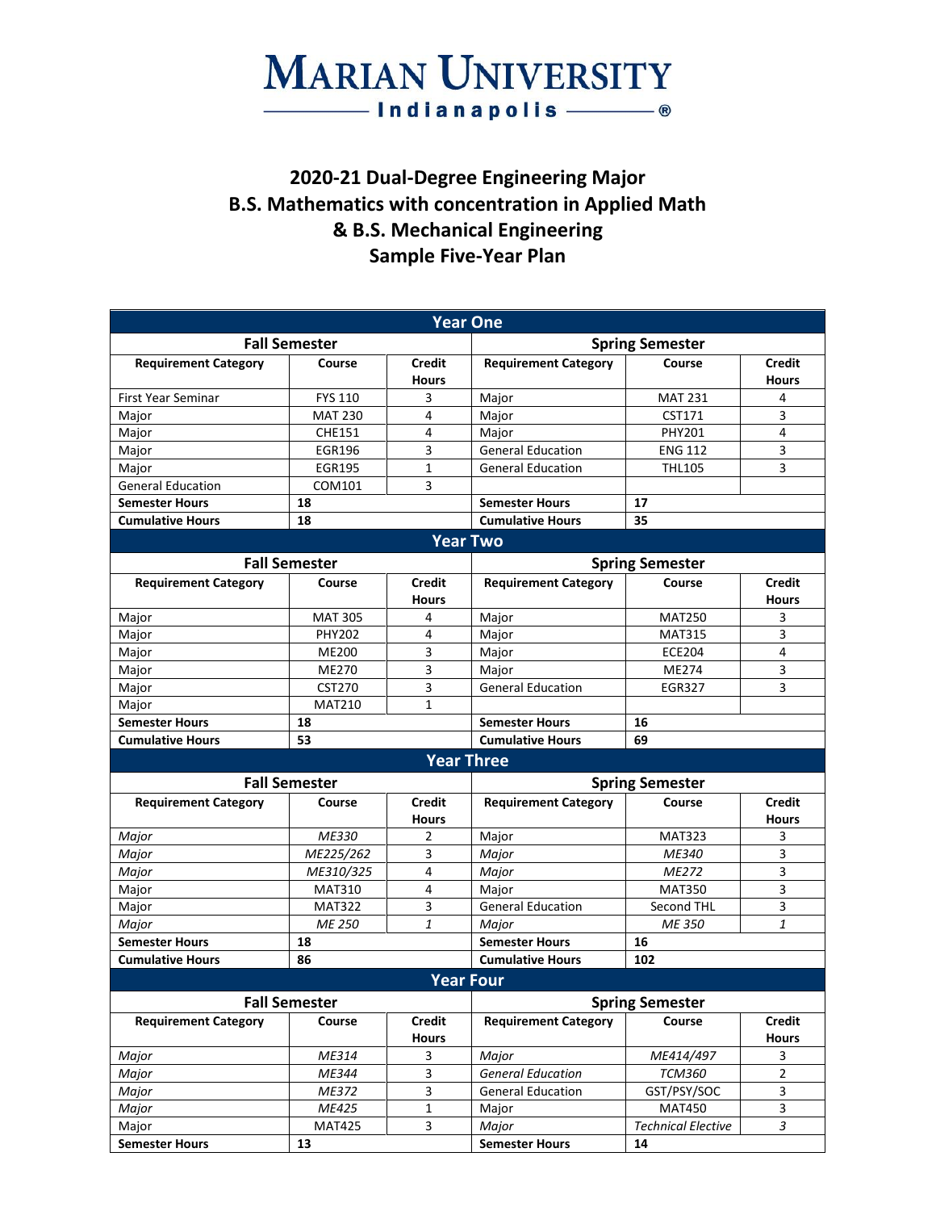# Marian University

## Indianapolis ®

## 2020-21 Dual-Degree Engineering Major
## B.S. Mathematics with concentration in Applied Math
## & B.S. Mechanical Engineering
## Sample Five-Year Plan

| **Year One** | | | | | |
|---|---|---|---|---|---|
| **Fall Semester** | | | **Spring Semester** | | |
| **Requirement Category** | **Course** | **Credit Hours** | **Requirement Category** | **Course** | **Credit Hours** |
| First Year Seminar | FYS 110 | 3 | Major | MAT 231 | 4 |
| Major | MAT 230 | 4 | Major | CST171 | 3 |
| Major | CHE151 | 4 | Major | PHY201 | 4 |
| Major | EGR196 | 3 | General Education | ENG 112 | 3 |
| Major | EGR195 | 1 | General Education | THL105 | 3 |
| General Education | COM101 | 3 | | | |
| **Semester Hours** | **18** | | **Semester Hours** | **17** | |
| **Cumulative Hours** | **18** | | **Cumulative Hours** | **35** | |
| **Year Two** | | | | | |
| **Fall Semester** | | | **Spring Semester** | | |
| **Requirement Category** | **Course** | **Credit Hours** | **Requirement Category** | **Course** | **Credit Hours** |
| Major | MAT 305 | 4 | Major | MAT250 | 3 |
| Major | PHY202 | 4 | Major | MAT315 | 3 |
| Major | ME200 | 3 | Major | ECE204 | 4 |
| Major | ME270 | 3 | Major | ME274 | 3 |
| Major | CST270 | 3 | General Education | EGR327 | 3 |
| Major | MAT210 | 1 | | | |
| **Semester Hours** | **18** | | **Semester Hours** | **16** | |
| **Cumulative Hours** | **53** | | **Cumulative Hours** | **69** | |
| **Year Three** | | | | | |
| **Fall Semester** | | | **Spring Semester** | | |
| **Requirement Category** | **Course** | **Credit Hours** | **Requirement Category** | **Course** | **Credit Hours** |
| *Major* | *ME330* | 2 | Major | MAT323 | 3 |
| *Major* | *ME225/262* | 3 | *Major* | *ME340* | 3 |
| *Major* | *ME310/325* | 4 | *Major* | *ME272* | 3 |
| Major | MAT310 | 4 | Major | MAT350 | 3 |
| Major | MAT322 | 3 | General Education | Second THL | 3 |
| *Major* | *ME 250* | *1* | *Major* | *ME 350* | *1* |
| **Semester Hours** | **18** | | **Semester Hours** | **16** | |
| **Cumulative Hours** | **86** | | **Cumulative Hours** | **102** | |
| **Year Four** | | | | | |
| **Fall Semester** | | | **Spring Semester** | | |
| **Requirement Category** | **Course** | **Credit Hours** | **Requirement Category** | **Course** | **Credit Hours** |
| *Major* | *ME314* | 3 | *Major* | *ME414/497* | 3 |
| *Major* | *ME344* | 3 | *General Education* | *TCM360* | 2 |
| *Major* | *ME372* | 3 | General Education | GST/PSY/SOC | 3 |
| *Major* | *ME425* | 1 | Major | MAT450 | 3 |
| Major | MAT425 | 3 | *Major* | *Technical Elective* | *3* |
| **Semester Hours** | **13** | | **Semester Hours** | **14** | |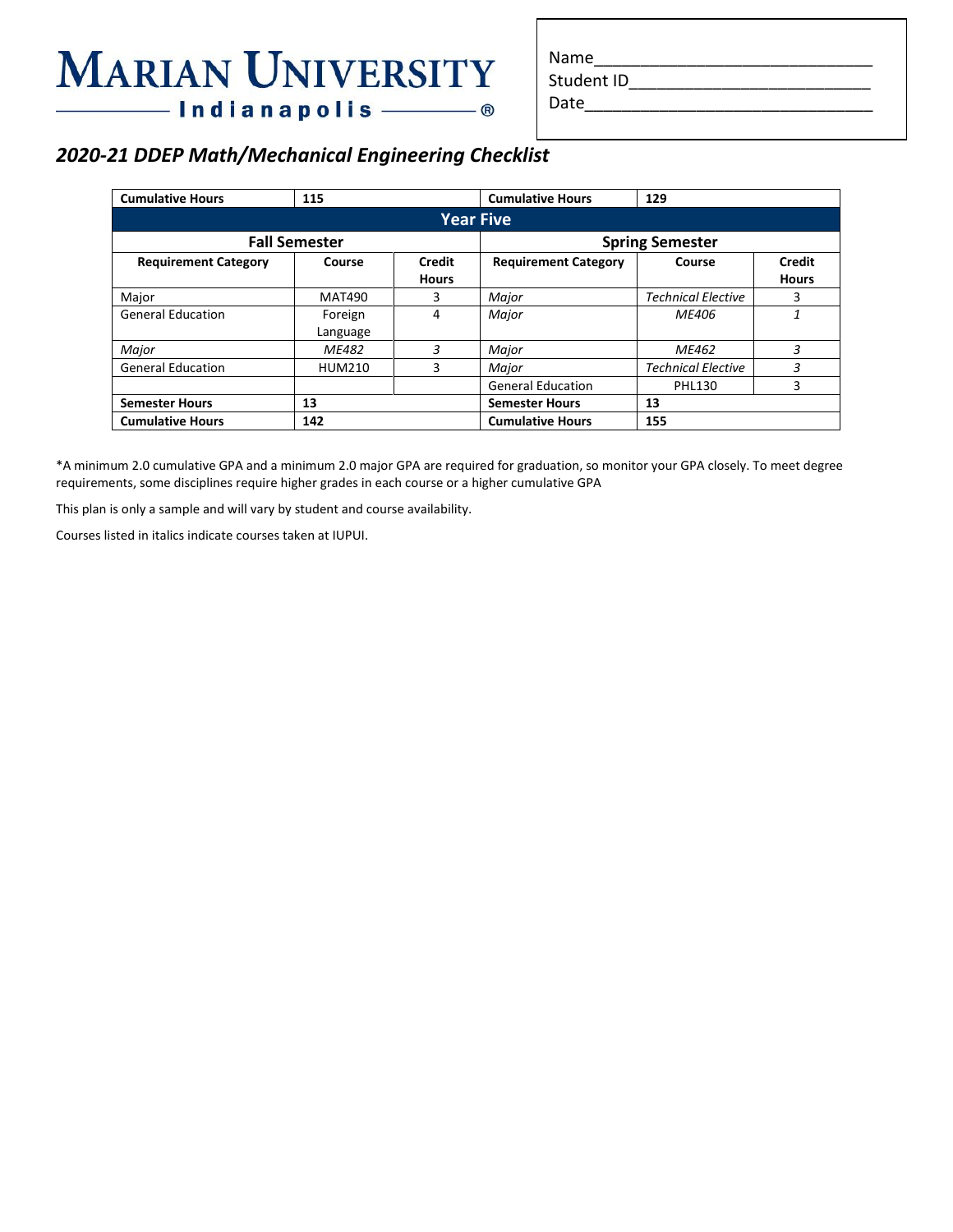# MARIAN UNIVERSITY
Indianapolis ®

Name___________________________
Student ID______________________
Date___________________________

## *2020-21 DDEP Math/Mechanical Engineering Checklist*

| **Cumulative Hours** | **115** | | **Cumulative Hours** | **129** | |
|---|---|---|---|---|---|
| **Year Five** | | | | | |
| **Fall Semester** | | | **Spring Semester** | | |
| **Requirement Category** | **Course** | **Credit Hours** | **Requirement Category** | **Course** | **Credit Hours** |
| Major | MAT490 | 3 | *Major* | *Technical Elective* | 3 |
| General Education | Foreign Language | 4 | *Major* | *ME406* | *1* |
| *Major* | *ME482* | *3* | *Major* | *ME462* | *3* |
| General Education | HUM210 | 3 | *Major* | *Technical Elective* | *3* |
| | | | General Education | PHL130 | 3 |
| **Semester Hours** | **13** | | **Semester Hours** | **13** | |
| **Cumulative Hours** | **142** | | **Cumulative Hours** | **155** | |

*A minimum 2.0 cumulative GPA and a minimum 2.0 major GPA are required for graduation, so monitor your GPA closely. To meet degree requirements, some disciplines require higher grades in each course or a higher cumulative GPA

This plan is only a sample and will vary by student and course availability.

Courses listed in italics indicate courses taken at IUPUI.